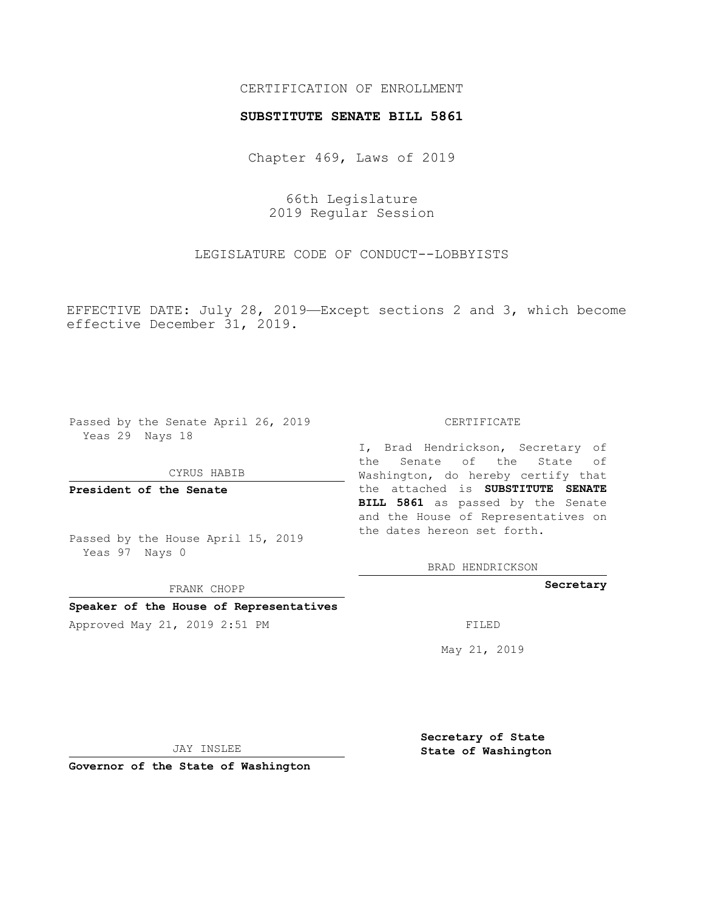CERTIFICATION OF ENROLLMENT

**SUBSTITUTE SENATE BILL 5861**

Chapter 469, Laws of 2019

66th Legislature
2019 Regular Session

LEGISLATURE CODE OF CONDUCT--LOBBYISTS

EFFECTIVE DATE: July 28, 2019—Except sections 2 and 3, which become effective December 31, 2019.

Passed by the Senate April 26, 2019
Yeas 29 Nays 18

CYRUS HABIB

**President of the Senate**

Passed by the House April 15, 2019
Yeas 97 Nays 0

FRANK CHOPP

**Speaker of the House of Representatives**

Approved May 21, 2019 2:51 PM

JAY INSLEE

**Governor of the State of Washington**

CERTIFICATE

I, Brad Hendrickson, Secretary of the Senate of the State of Washington, do hereby certify that the attached is **SUBSTITUTE SENATE BILL 5861** as passed by the Senate and the House of Representatives on the dates hereon set forth.

BRAD HENDRICKSON

**Secretary**

FILED

May 21, 2019

**Secretary of State**
**State of Washington**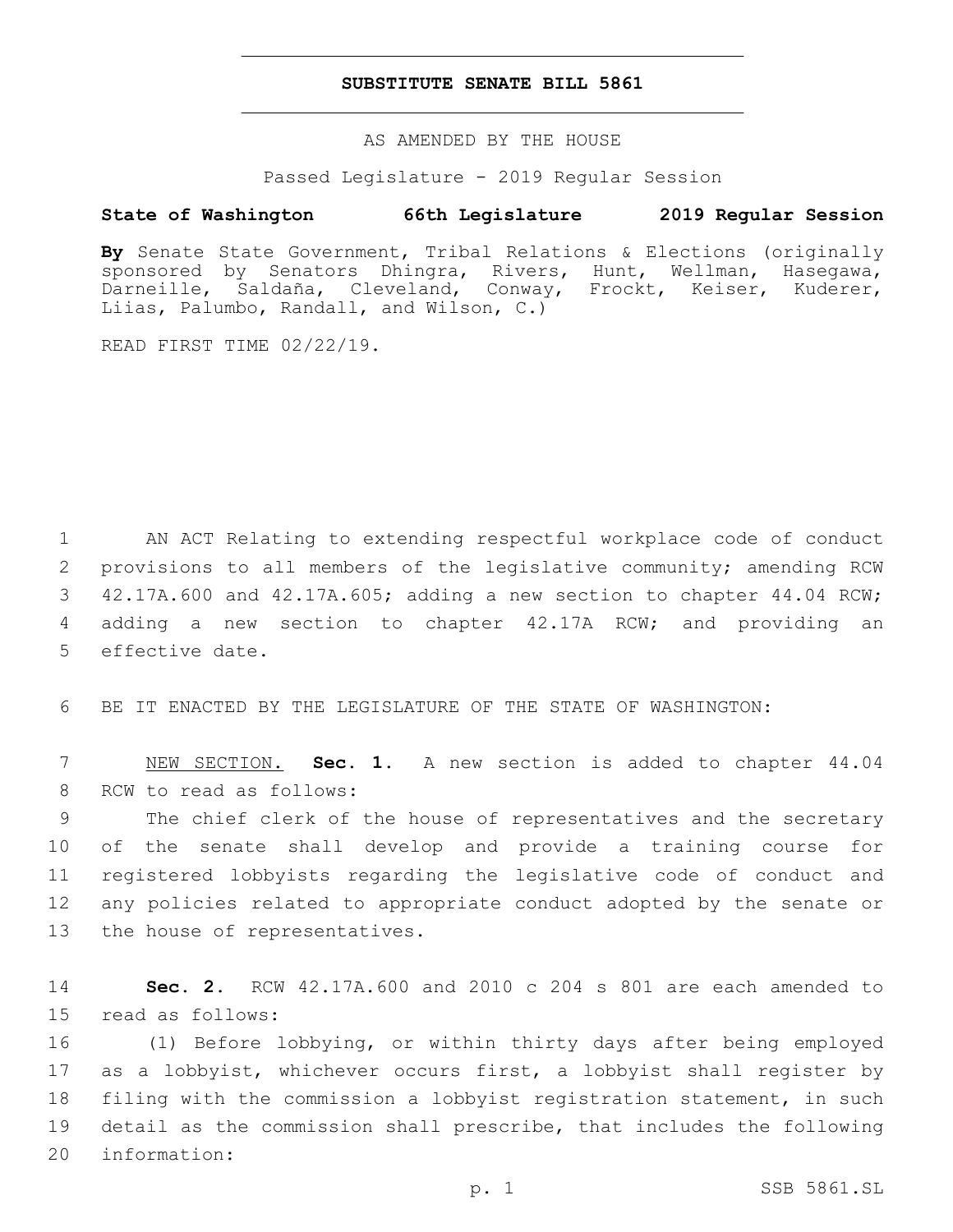# SUBSTITUTE SENATE BILL 5861

AS AMENDED BY THE HOUSE

Passed Legislature - 2019 Regular Session

**State of Washington 66th Legislature 2019 Regular Session**

**By** Senate State Government, Tribal Relations & Elections (originally sponsored by Senators Dhingra, Rivers, Hunt, Wellman, Hasegawa, Darneille, Saldaña, Cleveland, Conway, Frockt, Keiser, Kuderer, Liias, Palumbo, Randall, and Wilson, C.)

READ FIRST TIME 02/22/19.

1 AN ACT Relating to extending respectful workplace code of conduct
2 provisions to all members of the legislative community; amending RCW
3 42.17A.600 and 42.17A.605; adding a new section to chapter 44.04 RCW;
4 adding a new section to chapter 42.17A RCW; and providing an
5 effective date.

6 BE IT ENACTED BY THE LEGISLATURE OF THE STATE OF WASHINGTON:

7 NEW SECTION. **Sec. 1.** A new section is added to chapter 44.04
8 RCW to read as follows:

9 The chief clerk of the house of representatives and the secretary
10 of the senate shall develop and provide a training course for
11 registered lobbyists regarding the legislative code of conduct and
12 any policies related to appropriate conduct adopted by the senate or
13 the house of representatives.

14 **Sec. 2.** RCW 42.17A.600 and 2010 c 204 s 801 are each amended to
15 read as follows:

16 (1) Before lobbying, or within thirty days after being employed
17 as a lobbyist, whichever occurs first, a lobbyist shall register by
18 filing with the commission a lobbyist registration statement, in such
19 detail as the commission shall prescribe, that includes the following
20 information: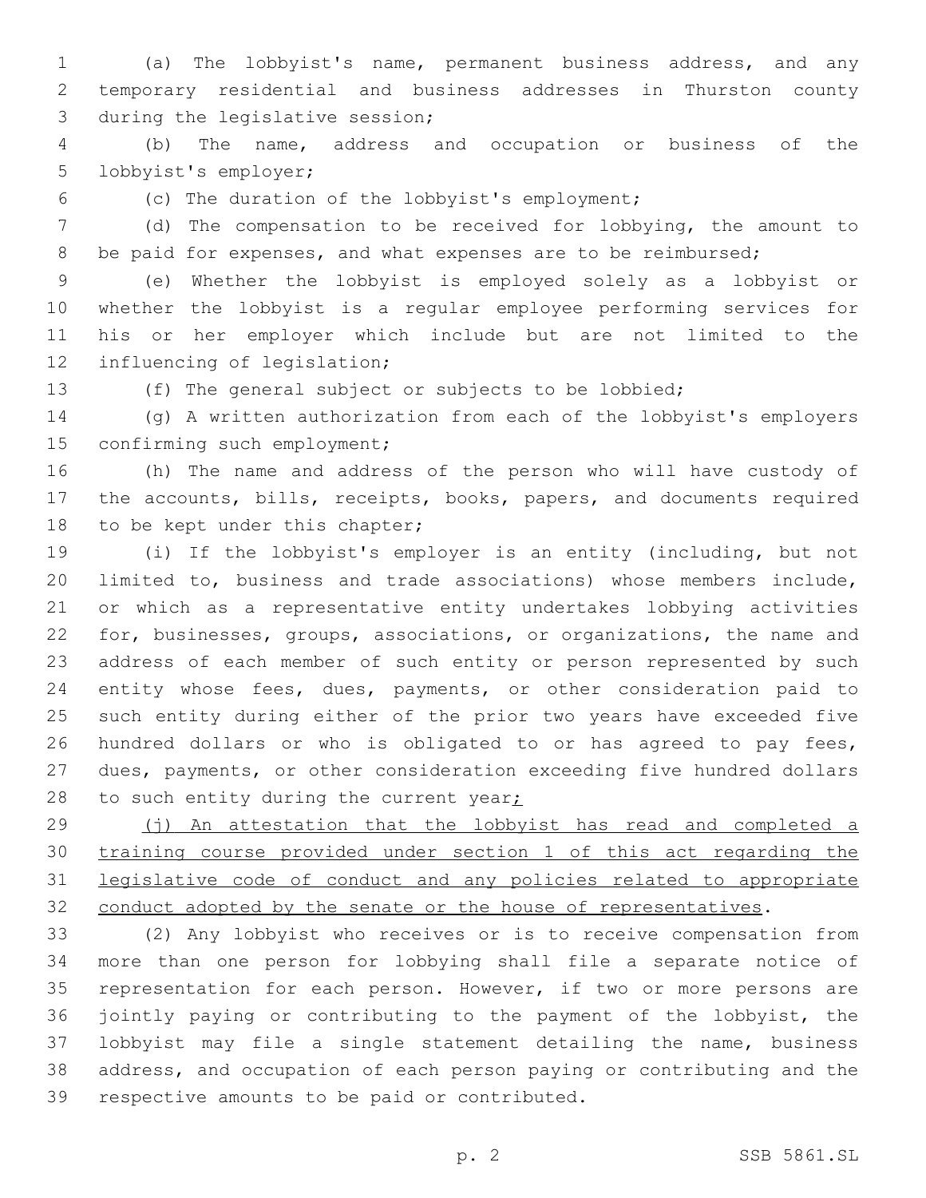(a) The lobbyist's name, permanent business address, and any temporary residential and business addresses in Thurston county during the legislative session;

(b) The name, address and occupation or business of the lobbyist's employer;

(c) The duration of the lobbyist's employment;

(d) The compensation to be received for lobbying, the amount to be paid for expenses, and what expenses are to be reimbursed;

(e) Whether the lobbyist is employed solely as a lobbyist or whether the lobbyist is a regular employee performing services for his or her employer which include but are not limited to the influencing of legislation;

(f) The general subject or subjects to be lobbied;

(g) A written authorization from each of the lobbyist's employers confirming such employment;

(h) The name and address of the person who will have custody of the accounts, bills, receipts, books, papers, and documents required to be kept under this chapter;

(i) If the lobbyist's employer is an entity (including, but not limited to, business and trade associations) whose members include, or which as a representative entity undertakes lobbying activities for, businesses, groups, associations, or organizations, the name and address of each member of such entity or person represented by such entity whose fees, dues, payments, or other consideration paid to such entity during either of the prior two years have exceeded five hundred dollars or who is obligated to or has agreed to pay fees, dues, payments, or other consideration exceeding five hundred dollars to such entity during the current year<u>;</u>

<u>(j) An attestation that the lobbyist has read and completed a training course provided under section 1 of this act regarding the legislative code of conduct and any policies related to appropriate conduct adopted by the senate or the house of representatives</u>.

(2) Any lobbyist who receives or is to receive compensation from more than one person for lobbying shall file a separate notice of representation for each person. However, if two or more persons are jointly paying or contributing to the payment of the lobbyist, the lobbyist may file a single statement detailing the name, business address, and occupation of each person paying or contributing and the respective amounts to be paid or contributed.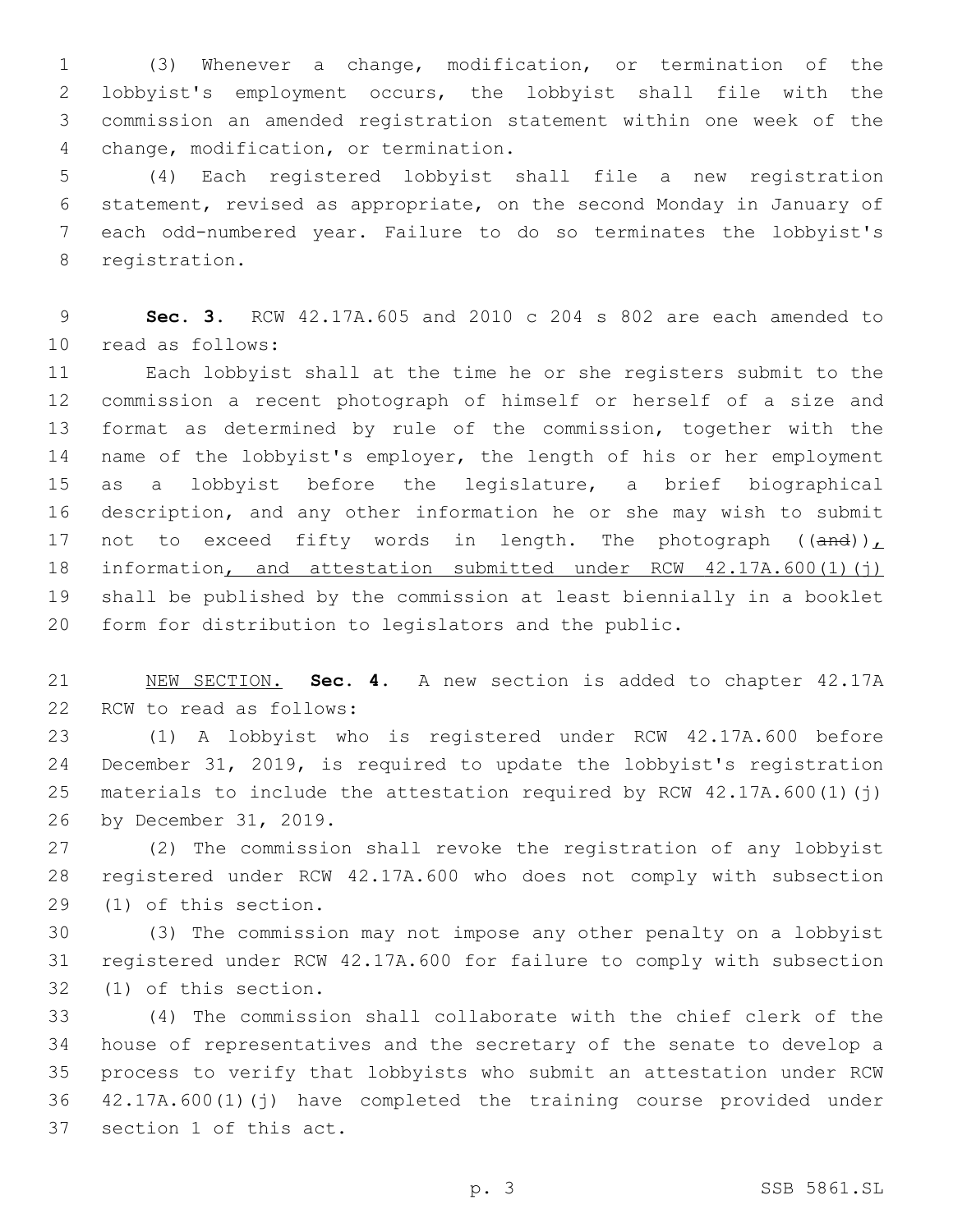(3) Whenever a change, modification, or termination of the lobbyist's employment occurs, the lobbyist shall file with the commission an amended registration statement within one week of the change, modification, or termination.

(4) Each registered lobbyist shall file a new registration statement, revised as appropriate, on the second Monday in January of each odd-numbered year. Failure to do so terminates the lobbyist's registration.

**Sec. 3.** RCW 42.17A.605 and 2010 c 204 s 802 are each amended to read as follows:

Each lobbyist shall at the time he or she registers submit to the commission a recent photograph of himself or herself of a size and format as determined by rule of the commission, together with the name of the lobbyist's employer, the length of his or her employment as a lobbyist before the legislature, a brief biographical description, and any other information he or she may wish to submit not to exceed fifty words in length. The photograph ((~~and~~)), information, and attestation submitted under RCW 42.17A.600(1)(j) shall be published by the commission at least biennially in a booklet form for distribution to legislators and the public.

NEW SECTION. **Sec. 4.** A new section is added to chapter 42.17A RCW to read as follows:

(1) A lobbyist who is registered under RCW 42.17A.600 before December 31, 2019, is required to update the lobbyist's registration materials to include the attestation required by RCW 42.17A.600(1)(j) by December 31, 2019.

(2) The commission shall revoke the registration of any lobbyist registered under RCW 42.17A.600 who does not comply with subsection (1) of this section.

(3) The commission may not impose any other penalty on a lobbyist registered under RCW 42.17A.600 for failure to comply with subsection (1) of this section.

(4) The commission shall collaborate with the chief clerk of the house of representatives and the secretary of the senate to develop a process to verify that lobbyists who submit an attestation under RCW 42.17A.600(1)(j) have completed the training course provided under section 1 of this act.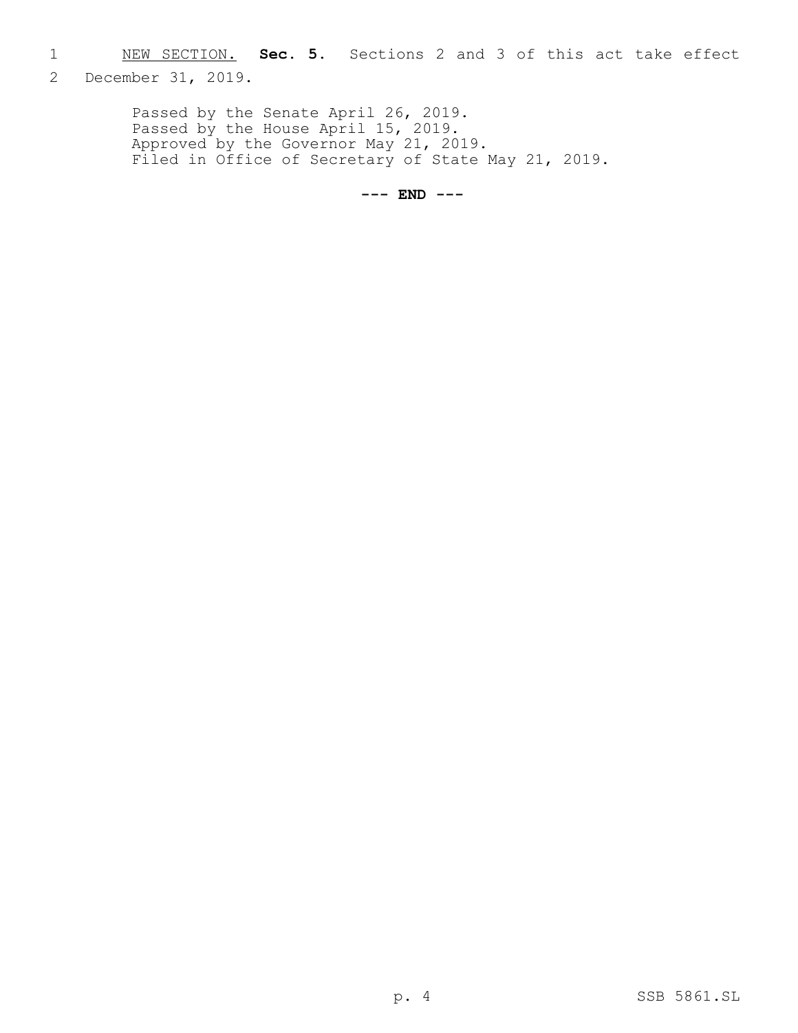NEW SECTION. **Sec. 5.** Sections 2 and 3 of this act take effect December 31, 2019.

Passed by the Senate April 26, 2019.
Passed by the House April 15, 2019.
Approved by the Governor May 21, 2019.
Filed in Office of Secretary of State May 21, 2019.

**--- END ---**